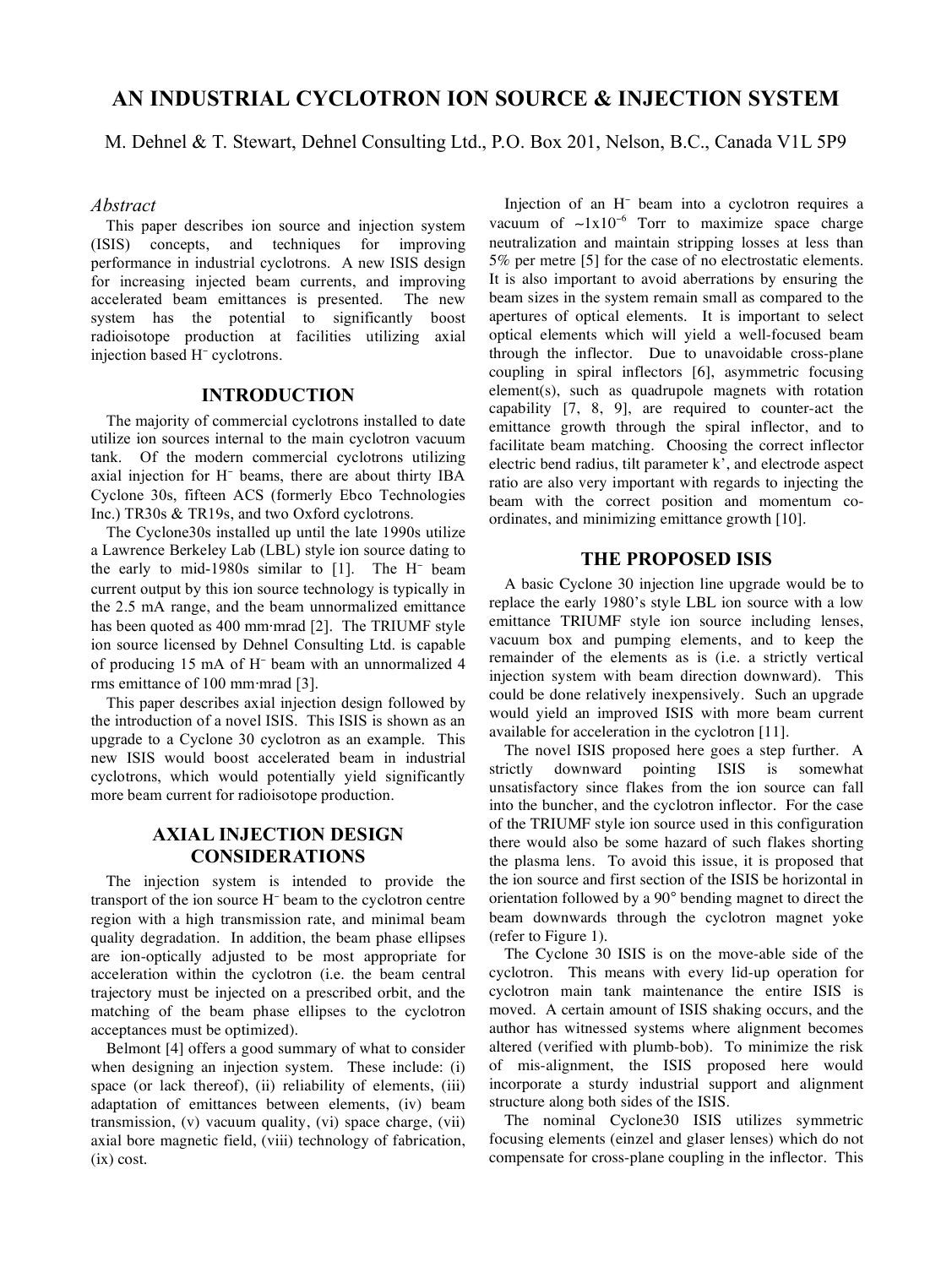# AN INDUSTRIAL CYCLOTRON ION SOURCE & INJECTION SYSTEM

M. Dehnel & T. Stewart, Dehnel Consulting Ltd., P.O. Box 201, Nelson, B.C., Canada V1L 5P9

## *Abstract*

This paper describes ion source and injection system (ISIS) concepts, and techniques for improving performance in industrial cyclotrons. A new ISIS design for increasing injected beam currents, and improving accelerated beam emittances is presented. The new system has the potential to significantly boost radioisotope production at facilities utilizing axial injection based $H^-$ cyclotrons.

## INTRODUCTION

The majority of commercial cyclotrons installed to date utilize ion sources internal to the main cyclotron vacuum tank. Of the modern commercial cyclotrons utilizing axial injection for $H^-$ beams, there are about thirty IBA Cyclone 30s, fifteen ACS (formerly Ebco Technologies Inc.) TR30s & TR19s, and two Oxford cyclotrons.

The Cyclone30s installed up until the late 1990s utilize a Lawrence Berkeley Lab (LBL) style ion source dating to the early to mid-1980s similar to [1]. The $H^-$ beam current output by this ion source technology is typically in the 2.5 mA range, and the beam unnormalized emittance has been quoted as 400 mm·mrad [2]. The TRIUMF style ion source licensed by Dehnel Consulting Ltd. is capable of producing 15 mA of $H^-$ beam with an unnormalized 4 rms emittance of 100 mm·mrad [3].

This paper describes axial injection design followed by the introduction of a novel ISIS. This ISIS is shown as an upgrade to a Cyclone 30 cyclotron as an example. This new ISIS would boost accelerated beam in industrial cyclotrons, which would potentially yield significantly more beam current for radioisotope production.

## AXIAL INJECTION DESIGN CONSIDERATIONS

The injection system is intended to provide the transport of the ion source $H^-$ beam to the cyclotron centre region with a high transmission rate, and minimal beam quality degradation. In addition, the beam phase ellipses are ion-optically adjusted to be most appropriate for acceleration within the cyclotron (i.e. the beam central trajectory must be injected on a prescribed orbit, and the matching of the beam phase ellipses to the cyclotron acceptances must be optimized).

Belmont [4] offers a good summary of what to consider when designing an injection system. These include: (i) space (or lack thereof), (ii) reliability of elements, (iii) adaptation of emittances between elements, (iv) beam transmission, (v) vacuum quality, (vi) space charge, (vii) axial bore magnetic field, (viii) technology of fabrication, (ix) cost.

Injection of an $H^-$ beam into a cyclotron requires a vacuum of $\sim 1\times10^{-6}$ Torr to maximize space charge neutralization and maintain stripping losses at less than 5% per metre [5] for the case of no electrostatic elements. It is also important to avoid aberrations by ensuring the beam sizes in the system remain small as compared to the apertures of optical elements. It is important to select optical elements which will yield a well-focused beam through the inflector. Due to unavoidable cross-plane coupling in spiral inflectors [6], asymmetric focusing element(s), such as quadrupole magnets with rotation capability [7, 8, 9], are required to counter-act the emittance growth through the spiral inflector, and to facilitate beam matching. Choosing the correct inflector electric bend radius, tilt parameter k', and electrode aspect ratio are also very important with regards to injecting the beam with the correct position and momentum co-ordinates, and minimizing emittance growth [10].

## THE PROPOSED ISIS

A basic Cyclone 30 injection line upgrade would be to replace the early 1980's style LBL ion source with a low emittance TRIUMF style ion source including lenses, vacuum box and pumping elements, and to keep the remainder of the elements as is (i.e. a strictly vertical injection system with beam direction downward). This could be done relatively inexpensively. Such an upgrade would yield an improved ISIS with more beam current available for acceleration in the cyclotron [11].

The novel ISIS proposed here goes a step further. A strictly downward pointing ISIS is somewhat unsatisfactory since flakes from the ion source can fall into the buncher, and the cyclotron inflector. For the case of the TRIUMF style ion source used in this configuration there would also be some hazard of such flakes shorting the plasma lens. To avoid this issue, it is proposed that the ion source and first section of the ISIS be horizontal in orientation followed by a 90° bending magnet to direct the beam downwards through the cyclotron magnet yoke (refer to Figure 1).

The Cyclone 30 ISIS is on the move-able side of the cyclotron. This means with every lid-up operation for cyclotron main tank maintenance the entire ISIS is moved. A certain amount of ISIS shaking occurs, and the author has witnessed systems where alignment becomes altered (verified with plumb-bob). To minimize the risk of mis-alignment, the ISIS proposed here would incorporate a sturdy industrial support and alignment structure along both sides of the ISIS.

The nominal Cyclone30 ISIS utilizes symmetric focusing elements (einzel and glaser lenses) which do not compensate for cross-plane coupling in the inflector. This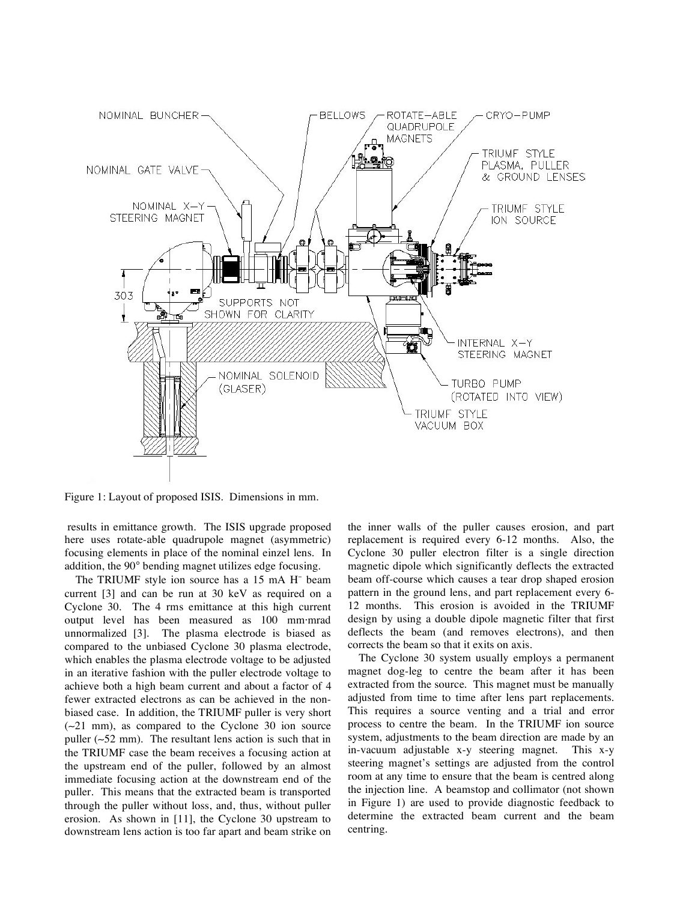Figure 1: Layout of proposed ISIS. Dimensions in mm.

results in emittance growth. The ISIS upgrade proposed here uses rotate-able quadrupole magnet (asymmetric) focusing elements in place of the nominal einzel lens. In addition, the 90° bending magnet utilizes edge focusing.

The TRIUMF style ion source has a 15 mA $H^-$ beam current [3] and can be run at 30 keV as required on a Cyclone 30. The 4 rms emittance at this high current output level has been measured as 100 mm·mrad unnormalized [3]. The plasma electrode is biased as compared to the unbiased Cyclone 30 plasma electrode, which enables the plasma electrode voltage to be adjusted in an iterative fashion with the puller electrode voltage to achieve both a high beam current and about a factor of 4 fewer extracted electrons as can be achieved in the non-biased case. In addition, the TRIUMF puller is very short (~21 mm), as compared to the Cyclone 30 ion source puller (~52 mm). The resultant lens action is such that in the TRIUMF case the beam receives a focusing action at the upstream end of the puller, followed by an almost immediate focusing action at the downstream end of the puller. This means that the extracted beam is transported through the puller without loss, and, thus, without puller erosion. As shown in [11], the Cyclone 30 upstream to downstream lens action is too far apart and beam strike on the inner walls of the puller causes erosion, and part replacement is required every 6-12 months. Also, the Cyclone 30 puller electron filter is a single direction magnetic dipole which significantly deflects the extracted beam off-course which causes a tear drop shaped erosion pattern in the ground lens, and part replacement every 6-12 months. This erosion is avoided in the TRIUMF design by using a double dipole magnetic filter that first deflects the beam (and removes electrons), and then corrects the beam so that it exits on axis.

The Cyclone 30 system usually employs a permanent magnet dog-leg to centre the beam after it has been extracted from the source. This magnet must be manually adjusted from time to time after lens part replacements. This requires a source venting and a trial and error process to centre the beam. In the TRIUMF ion source system, adjustments to the beam direction are made by an in-vacuum adjustable x-y steering magnet. This x-y steering magnet's settings are adjusted from the control room at any time to ensure that the beam is centred along the injection line. A beamstop and collimator (not shown in Figure 1) are used to provide diagnostic feedback to determine the extracted beam current and the beam centring.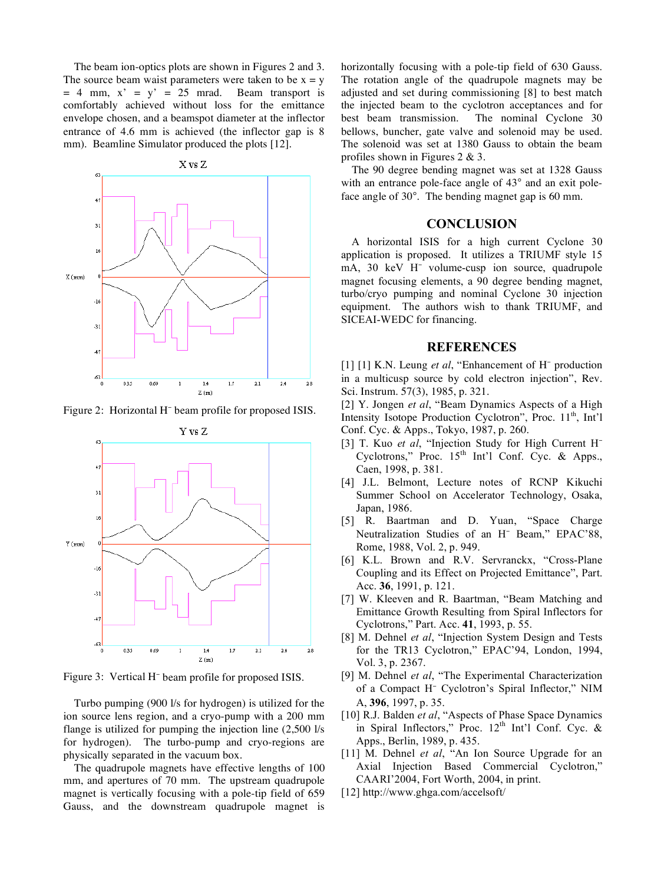The beam ion-optics plots are shown in Figures 2 and 3. The source beam waist parameters were taken to be x = y = 4 mm, x' = y' = 25 mrad. Beam transport is comfortably achieved without loss for the emittance envelope chosen, and a beamspot diameter at the inflector entrance of 4.6 mm is achieved (the inflector gap is 8 mm). Beamline Simulator produced the plots [12].

X vs Z

63
47
31
16
0
-16
-31
-47
-63
X (mm)
0 0.35 0.69 1 1.4 1.7 2.1 2.4 2.8
Z (m)

Figure 2: Horizontal H⁻ beam profile for proposed ISIS.

Y vs Z

63
47
31
16
0
-16
-31
-47
-63
Y (mm)
0 0.35 0.69 1 1.4 1.7 2.1 2.4 2.8
Z (m)

Figure 3: Vertical H⁻ beam profile for proposed ISIS.

Turbo pumping (900 l/s for hydrogen) is utilized for the ion source lens region, and a cryo-pump with a 200 mm flange is utilized for pumping the injection line (2,500 l/s for hydrogen). The turbo-pump and cryo-regions are physically separated in the vacuum box.

The quadrupole magnets have effective lengths of 100 mm, and apertures of 70 mm. The upstream quadrupole magnet is vertically focusing with a pole-tip field of 659 Gauss, and the downstream quadrupole magnet is horizontally focusing with a pole-tip field of 630 Gauss. The rotation angle of the quadrupole magnets may be adjusted and set during commissioning [8] to best match the injected beam to the cyclotron acceptances and for best beam transmission. The nominal Cyclone 30 bellows, buncher, gate valve and solenoid may be used. The solenoid was set at 1380 Gauss to obtain the beam profiles shown in Figures 2 & 3.

The 90 degree bending magnet was set at 1328 Gauss with an entrance pole-face angle of 43° and an exit pole-face angle of 30°. The bending magnet gap is 60 mm.

## CONCLUSION

A horizontal ISIS for a high current Cyclone 30 application is proposed. It utilizes a TRIUMF style 15 mA, 30 keV H⁻ volume-cusp ion source, quadrupole magnet focusing elements, a 90 degree bending magnet, turbo/cryo pumping and nominal Cyclone 30 injection equipment. The authors wish to thank TRIUMF, and SICEAI-WEDC for financing.

## REFERENCES

[1] [1] K.N. Leung *et al*, "Enhancement of H⁻ production in a multicusp source by cold electron injection", Rev. Sci. Instrum. 57(3), 1985, p. 321.

[2] Y. Jongen *et al*, "Beam Dynamics Aspects of a High Intensity Isotope Production Cyclotron", Proc. 11th, Int'l Conf. Cyc. & Apps., Tokyo, 1987, p. 260.

[3] T. Kuo *et al*, "Injection Study for High Current H⁻ Cyclotrons," Proc. 15th Int'l Conf. Cyc. & Apps., Caen, 1998, p. 381.

[4] J.L. Belmont, Lecture notes of RCNP Kikuchi Summer School on Accelerator Technology, Osaka, Japan, 1986.

[5] R. Baartman and D. Yuan, "Space Charge Neutralization Studies of an H⁻ Beam," EPAC'88, Rome, 1988, Vol. 2, p. 949.

[6] K.L. Brown and R.V. Servranckx, "Cross-Plane Coupling and its Effect on Projected Emittance", Part. Acc. **36**, 1991, p. 121.

[7] W. Kleeven and R. Baartman, "Beam Matching and Emittance Growth Resulting from Spiral Inflectors for Cyclotrons," Part. Acc. **41**, 1993, p. 55.

[8] M. Dehnel *et al*, "Injection System Design and Tests for the TR13 Cyclotron," EPAC'94, London, 1994, Vol. 3, p. 2367.

[9] M. Dehnel *et al*, "The Experimental Characterization of a Compact H⁻ Cyclotron's Spiral Inflector," NIM A, **396**, 1997, p. 35.

[10] R.J. Balden *et al*, "Aspects of Phase Space Dynamics in Spiral Inflectors," Proc. 12th Int'l Conf. Cyc. & Apps., Berlin, 1989, p. 435.

[11] M. Dehnel *et al*, "An Ion Source Upgrade for an Axial Injection Based Commercial Cyclotron," CAARI'2004, Fort Worth, 2004, in print.

[12] http://www.ghga.com/accelsoft/